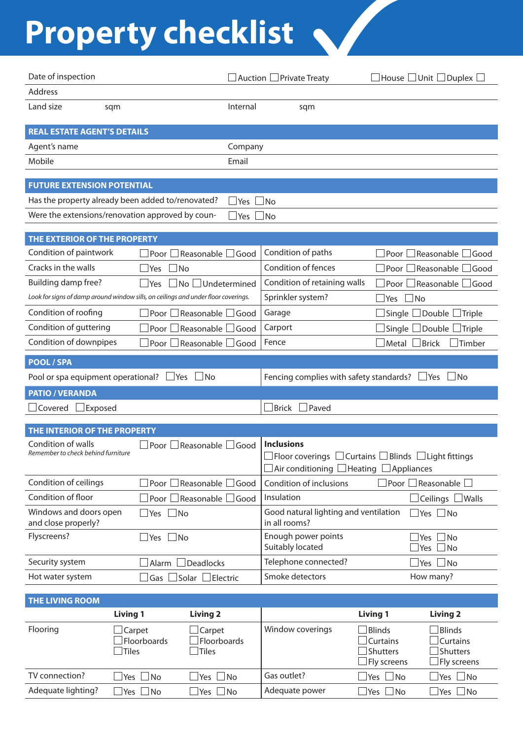# Property checklist

| | | |
|---|---|---|
| Date of inspection | ☐ Auction ☐ Private Treaty | ☐ House ☐ Unit ☐ Duplex ☐ |
| Address | | |
| Land size sqm | Internal sqm | |

## REAL ESTATE AGENT'S DETAILS

| | |
|---|---|
| Agent's name | Company |
| Mobile | Email |

## FUTURE EXTENSION POTENTIAL

| | |
|---|---|
| Has the property already been added to/renovated? | ☐ Yes ☐ No |
| Were the extensions/renovation approved by coun- | ☐ Yes ☐ No |

## THE EXTERIOR OF THE PROPERTY

| | | | |
|---|---|---|---|
| Condition of paintwork | ☐ Poor ☐ Reasonable ☐ Good | Condition of paths | ☐ Poor ☐ Reasonable ☐ Good |
| Cracks in the walls | ☐ Yes ☐ No | Condition of fences | ☐ Poor ☐ Reasonable ☐ Good |
| Building damp free? | ☐ Yes ☐ No ☐ Undetermined | Condition of retaining walls | ☐ Poor ☐ Reasonable ☐ Good |
| *Look for signs of damp around window sills, on ceilings and under floor coverings.* | | Sprinkler system? | ☐ Yes ☐ No |
| Condition of roofing | ☐ Poor ☐ Reasonable ☐ Good | Garage | ☐ Single ☐ Double ☐ Triple |
| Condition of guttering | ☐ Poor ☐ Reasonable ☐ Good | Carport | ☐ Single ☐ Double ☐ Triple |
| Condition of downpipes | ☐ Poor ☐ Reasonable ☐ Good | Fence | ☐ Metal ☐ Brick ☐ Timber |

## POOL / SPA

| | |
|---|---|
| Pool or spa equipment operational? ☐ Yes ☐ No | Fencing complies with safety standards? ☐ Yes ☐ No |

## PATIO / VERANDA

| | |
|---|---|
| ☐ Covered ☐ Exposed | ☐ Brick ☐ Paved |

## THE INTERIOR OF THE PROPERTY

| | | | |
|---|---|---|---|
| Condition of walls<br>*Remember to check behind furniture* | ☐ Poor ☐ Reasonable ☐ Good | **Inclusions**<br>☐ Floor coverings ☐ Curtains ☐ Blinds ☐ Light fittings<br>☐ Air conditioning ☐ Heating ☐ Appliances | |
| Condition of ceilings | ☐ Poor ☐ Reasonable ☐ Good | Condition of inclusions | ☐ Poor ☐ Reasonable ☐ |
| Condition of floor | ☐ Poor ☐ Reasonable ☐ Good | Insulation | ☐ Ceilings ☐ Walls |
| Windows and doors open and close properly? | ☐ Yes ☐ No | Good natural lighting and ventilation in all rooms? | ☐ Yes ☐ No |
| Flyscreens? | ☐ Yes ☐ No | Enough power points<br>Suitably located | ☐ Yes ☐ No<br>☐ Yes ☐ No |
| Security system | ☐ Alarm ☐ Deadlocks | Telephone connected? | ☐ Yes ☐ No |
| Hot water system | ☐ Gas ☐ Solar ☐ Electric | Smoke detectors | How many? |

## THE LIVING ROOM

| | Living 1 | Living 2 | | Living 1 | Living 2 |
|---|---|---|---|---|---|
| Flooring | ☐ Carpet<br>☐ Floorboards<br>☐ Tiles | ☐ Carpet<br>☐ Floorboards<br>☐ Tiles | Window coverings | ☐ Blinds<br>☐ Curtains<br>☐ Shutters<br>☐ Fly screens | ☐ Blinds<br>☐ Curtains<br>☐ Shutters<br>☐ Fly screens |
| TV connection? | ☐ Yes ☐ No | ☐ Yes ☐ No | Gas outlet? | ☐ Yes ☐ No | ☐ Yes ☐ No |
| Adequate lighting? | ☐ Yes ☐ No | ☐ Yes ☐ No | Adequate power | ☐ Yes ☐ No | ☐ Yes ☐ No |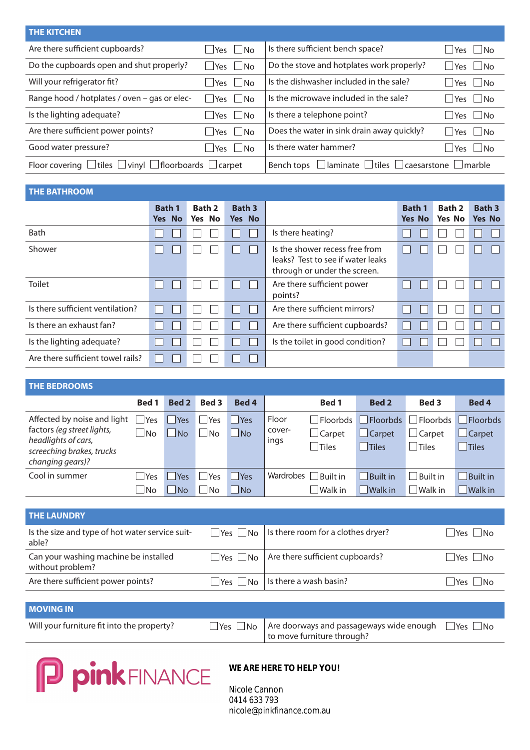## THE KITCHEN

| | | | |
|---|---|---|---|
| Are there sufficient cupboards? | ☐Yes ☐No | Is there sufficient bench space? | ☐Yes ☐No |
| Do the cupboards open and shut properly? | ☐Yes ☐No | Do the stove and hotplates work properly? | ☐Yes ☐No |
| Will your refrigerator fit? | ☐Yes ☐No | Is the dishwasher included in the sale? | ☐Yes ☐No |
| Range hood / hotplates / oven – gas or elec- | ☐Yes ☐No | Is the microwave included in the sale? | ☐Yes ☐No |
| Is the lighting adequate? | ☐Yes ☐No | Is there a telephone point? | ☐Yes ☐No |
| Are there sufficient power points? | ☐Yes ☐No | Does the water in sink drain away quickly? | ☐Yes ☐No |
| Good water pressure? | ☐Yes ☐No | Is there water hammer? | ☐Yes ☐No |
| Floor covering ☐tiles ☐vinyl ☐floorboards ☐carpet | | Bench tops ☐laminate ☐tiles ☐caesarstone ☐marble | |

## THE BATHROOM

| | Bath 1 Yes | Bath 1 No | Bath 2 Yes | Bath 2 No | Bath 3 Yes | Bath 3 No | | Bath 1 Yes | Bath 1 No | Bath 2 Yes | Bath 2 No | Bath 3 Yes | Bath 3 No |
|---|---|---|---|---|---|---|---|---|---|---|---|---|---|
| Bath | ☐ | ☐ | ☐ | ☐ | ☐ | ☐ | Is there heating? | ☐ | ☐ | ☐ | ☐ | ☐ | ☐ |
| Shower | ☐ | ☐ | ☐ | ☐ | ☐ | ☐ | Is the shower recess free from leaks? Test to see if water leaks through or under the screen. | ☐ | ☐ | ☐ | ☐ | ☐ | ☐ |
| Toilet | ☐ | ☐ | ☐ | ☐ | ☐ | ☐ | Are there sufficient power points? | ☐ | ☐ | ☐ | ☐ | ☐ | ☐ |
| Is there sufficient ventilation? | ☐ | ☐ | ☐ | ☐ | ☐ | ☐ | Are there sufficient mirrors? | ☐ | ☐ | ☐ | ☐ | ☐ | ☐ |
| Is there an exhaust fan? | ☐ | ☐ | ☐ | ☐ | ☐ | ☐ | Are there sufficient cupboards? | ☐ | ☐ | ☐ | ☐ | ☐ | ☐ |
| Is the lighting adequate? | ☐ | ☐ | ☐ | ☐ | ☐ | ☐ | Is the toilet in good condition? | ☐ | ☐ | ☐ | ☐ | ☐ | ☐ |
| Are there sufficient towel rails? | ☐ | ☐ | ☐ | ☐ | ☐ | ☐ | | | | | | | |

## THE BEDROOMS

| | Bed 1 | Bed 2 | Bed 3 | Bed 4 | | Bed 1 | Bed 2 | Bed 3 | Bed 4 |
|---|---|---|---|---|---|---|---|---|---|
| Affected by noise and light factors *(eg street lights, headlights of cars, screeching brakes, trucks changing gears)?* | ☐Yes ☐No | ☐Yes ☐No | ☐Yes ☐No | ☐Yes ☐No | Floor coverings | ☐Floorbds ☐Carpet ☐Tiles | ☐Floorbds ☐Carpet ☐Tiles | ☐Floorbds ☐Carpet ☐Tiles | ☐Floorbds ☐Carpet ☐Tiles |
| Cool in summer | ☐Yes ☐No | ☐Yes ☐No | ☐Yes ☐No | ☐Yes ☐No | Wardrobes | ☐Built in ☐Walk in | ☐Built in ☐Walk in | ☐Built in ☐Walk in | ☐Built in ☐Walk in |

## THE LAUNDRY

| | | | |
|---|---|---|---|
| Is the size and type of hot water service suitable? | ☐Yes ☐No | Is there room for a clothes dryer? | ☐Yes ☐No |
| Can your washing machine be installed without problem? | ☐Yes ☐No | Are there sufficient cupboards? | ☐Yes ☐No |
| Are there sufficient power points? | ☐Yes ☐No | Is there a wash basin? | ☐Yes ☐No |

## MOVING IN

| | | | |
|---|---|---|---|
| Will your furniture fit into the property? | ☐Yes ☐No | Are doorways and passageways wide enough to move furniture through? | ☐Yes ☐No |

pink FINANCE

**WE ARE HERE TO HELP YOU!**

Nicole Cannon
0414 633 793
nicole@pinkfinance.com.au